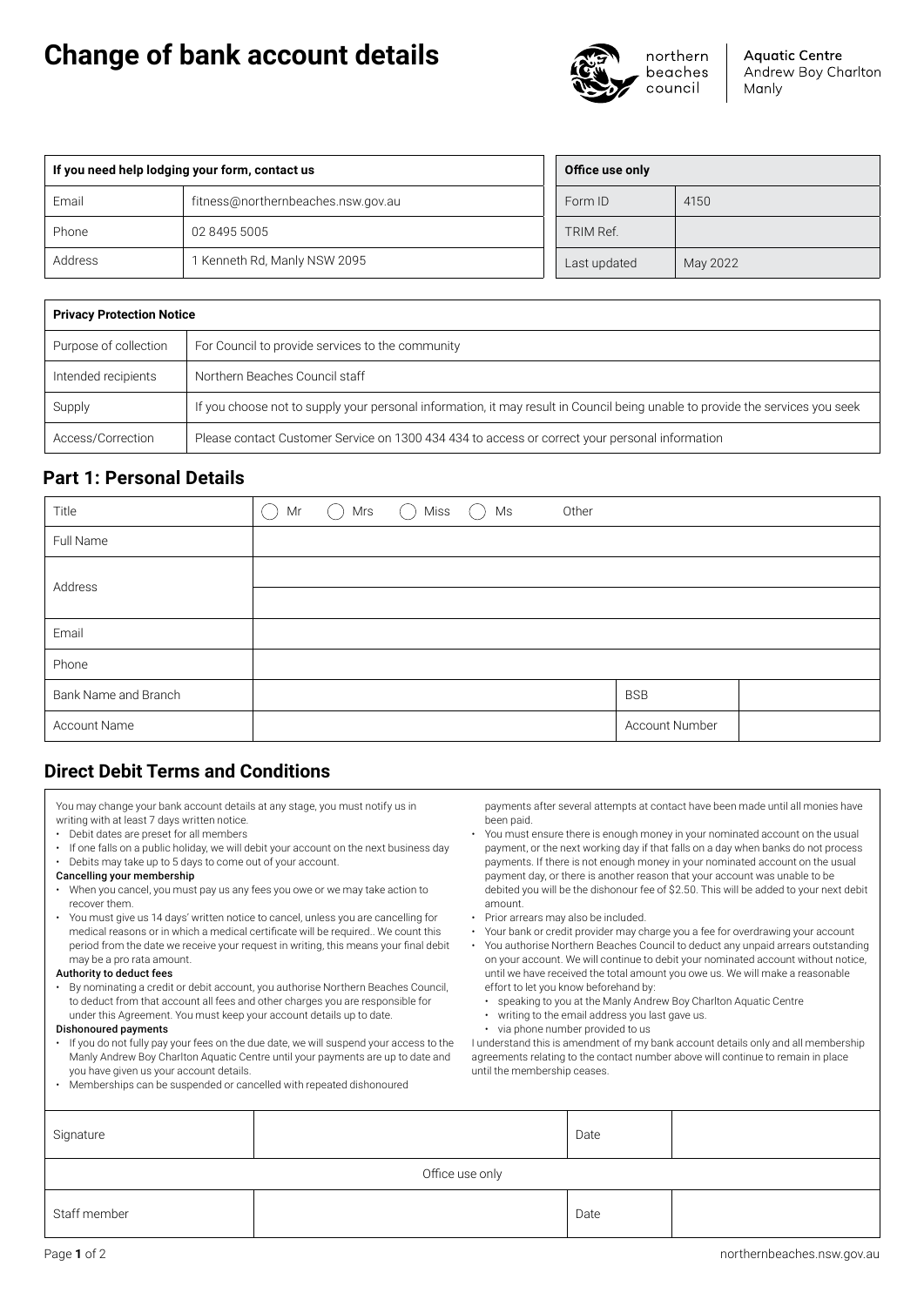# Change of bank account details

northern beaches council | **Aquatic Centre** Andrew Boy Charlton Manly

| If you need help lodging your form, contact us | |
| --- | --- |
| Email | fitness@northernbeaches.nsw.gov.au |
| Phone | 02 8495 5005 |
| Address | 1 Kenneth Rd, Manly NSW 2095 |

| Office use only | |
| --- | --- |
| Form ID | 4150 |
| TRIM Ref. | |
| Last updated | May 2022 |

| Privacy Protection Notice | |
| --- | --- |
| Purpose of collection | For Council to provide services to the community |
| Intended recipients | Northern Beaches Council staff |
| Supply | If you choose not to supply your personal information, it may result in Council being unable to provide the services you seek |
| Access/Correction | Please contact Customer Service on 1300 434 434 to access or correct your personal information |

## Part 1: Personal Details

| | | | |
| --- | --- | --- | --- |
| Title | ◯ Mr ◯ Mrs ◯ Miss ◯ Ms Other | | |
| Full Name | | | |
| Address | | | |
| | | | |
| Email | | | |
| Phone | | | |
| Bank Name and Branch | | BSB | |
| Account Name | | Account Number | |

## Direct Debit Terms and Conditions

You may change your bank account details at any stage, you must notify us in writing with at least 7 days written notice.

- Debit dates are preset for all members
- If one falls on a public holiday, we will debit your account on the next business day
- Debits may take up to 5 days to come out of your account.

**Cancelling your membership**

- When you cancel, you must pay us any fees you owe or we may take action to recover them.
- You must give us 14 days' written notice to cancel, unless you are cancelling for medical reasons or in which a medical certificate will be required.. We count this period from the date we receive your request in writing, this means your final debit may be a pro rata amount.

**Authority to deduct fees**

- By nominating a credit or debit account, you authorise Northern Beaches Council, to deduct from that account all fees and other charges you are responsible for under this Agreement. You must keep your account details up to date.

**Dishonoured payments**

- If you do not fully pay your fees on the due date, we will suspend your access to the Manly Andrew Boy Charlton Aquatic Centre until your payments are up to date and you have given us your account details.
- Memberships can be suspended or cancelled with repeated dishonoured payments after several attempts at contact have been made until all monies have been paid.
- You must ensure there is enough money in your nominated account on the usual payment, or the next working day if that falls on a day when banks do not process payments. If there is not enough money in your nominated account on the usual payment day, or there is another reason that your account was unable to be debited you will be the dishonour fee of $2.50. This will be added to your next debit amount.
- Prior arrears may also be included.
- Your bank or credit provider may charge you a fee for overdrawing your account
- You authorise Northern Beaches Council to deduct any unpaid arrears outstanding on your account. We will continue to debit your nominated account without notice, until we have received the total amount you owe us. We will make a reasonable effort to let you know beforehand by:
  - speaking to you at the Manly Andrew Boy Charlton Aquatic Centre
  - writing to the email address you last gave us.
  - via phone number provided to us

I understand this is amendment of my bank account details only and all membership agreements relating to the contact number above will continue to remain in place until the membership ceases.

| | | | |
| --- | --- | --- | --- |
| Signature | | Date | |
| Office use only | | | |
| Staff member | | Date | |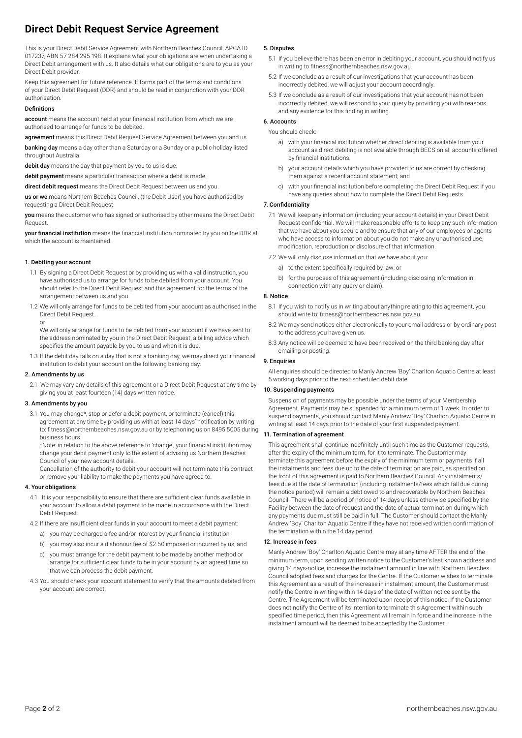# Direct Debit Request Service Agreement

This is your Direct Debit Service Agreement with Northern Beaches Council, APCA ID 017237, ABN 57 284 295 198. It explains what your obligations are when undertaking a Direct Debit arrangement with us. It also details what our obligations are to you as your Direct Debit provider.

Keep this agreement for future reference. It forms part of the terms and conditions of your Direct Debit Request (DDR) and should be read in conjunction with your DDR authorisation.

#### Definitions

**account** means the account held at your financial institution from which we are authorised to arrange for funds to be debited.

**agreement** means this Direct Debit Request Service Agreement between you and us.

**banking day** means a day other than a Saturday or a Sunday or a public holiday listed throughout Australia.

**debit day** means the day that payment by you to us is due.

**debit payment** means a particular transaction where a debit is made.

**direct debit request** means the Direct Debit Request between us and you.

**us or we** means Northern Beaches Council, (the Debit User) you have authorised by requesting a Direct Debit Request.

**you** means the customer who has signed or authorised by other means the Direct Debit Request.

**your financial institution** means the financial institution nominated by you on the DDR at which the account is maintained.

#### 1. Debiting your account

1.1 By signing a Direct Debit Request or by providing us with a valid instruction, you have authorised us to arrange for funds to be debited from your account. You should refer to the Direct Debit Request and this agreement for the terms of the arrangement between us and you.

1.2 We will only arrange for funds to be debited from your account as authorised in the Direct Debit Request.

or

We will only arrange for funds to be debited from your account if we have sent to the address nominated by you in the Direct Debit Request, a billing advice which specifies the amount payable by you to us and when it is due.

1.3 If the debit day falls on a day that is not a banking day, we may direct your financial institution to debit your account on the following banking day.

#### 2. Amendments by us

2.1 We may vary any details of this agreement or a Direct Debit Request at any time by giving you at least fourteen (14) days written notice.

#### 3. Amendments by you

3.1 You may change*, stop or defer a debit payment, or terminate (cancel) this agreement at any time by providing us with at least 14 days' notification by writing to: fitness@northernbeaches.nsw.gov.au or by telephoning us on 8495 5005 during business hours.

*Note: in relation to the above reference to 'change', your financial institution may change your debit payment only to the extent of advising us Northern Beaches Council of your new account details.

Cancellation of the authority to debit your account will not terminate this contract or remove your liability to make the payments you have agreed to.

#### 4. Your obligations

4.1 It is your responsibility to ensure that there are sufficient clear funds available in your account to allow a debit payment to be made in accordance with the Direct Debit Request.

4.2 If there are insufficient clear funds in your account to meet a debit payment:

a) you may be charged a fee and/or interest by your financial institution;

b) you may also incur a dishonour fee of $2.50 imposed or incurred by us; and

c) you must arrange for the debit payment to be made by another method or arrange for sufficient clear funds to be in your account by an agreed time so that we can process the debit payment.

4.3 You should check your account statement to verify that the amounts debited from your account are correct.

#### 5. Disputes

5.1 If you believe there has been an error in debiting your account, you should notify us in writing to fitness@northernbeaches.nsw.gov.au.

5.2 If we conclude as a result of our investigations that your account has been incorrectly debited, we will adjust your account accordingly.

5.3 If we conclude as a result of our investigations that your account has not been incorrectly debited, we will respond to your query by providing you with reasons and any evidence for this finding in writing.

#### 6. Accounts

You should check:

a) with your financial institution whether direct debiting is available from your account as direct debiting is not available through BECS on all accounts offered by financial institutions.

b) your account details which you have provided to us are correct by checking them against a recent account statement; and

c) with your financial institution before completing the Direct Debit Request if you have any queries about how to complete the Direct Debit Requests.

#### 7. Confidentiality

7.1 We will keep any information (including your account details) in your Direct Debit Request confidential. We will make reasonable efforts to keep any such information that we have about you secure and to ensure that any of our employees or agents who have access to information about you do not make any unauthorised use, modification, reproduction or disclosure of that information.

7.2 We will only disclose information that we have about you:

a) to the extent specifically required by law; or

b) for the purposes of this agreement (including disclosing information in connection with any query or claim).

#### 8. Notice

8.1 If you wish to notify us in writing about anything relating to this agreement, you should write to: fitness@northernbeaches.nsw.gov.au

8.2 We may send notices either electronically to your email address or by ordinary post to the address you have given us.

8.3 Any notice will be deemed to have been received on the third banking day after emailing or posting.

#### 9. Enquiries

All enquiries should be directed to Manly Andrew 'Boy' Charlton Aquatic Centre at least 5 working days prior to the next scheduled debit date.

#### 10. Suspending payments

Suspension of payments may be possible under the terms of your Membership Agreement. Payments may be suspended for a minimum term of 1 week. In order to suspend payments, you should contact Manly Andrew 'Boy' Charlton Aquatic Centre in writing at least 14 days prior to the date of your first suspended payment.

#### 11. Termination of agreement

This agreement shall continue indefinitely until such time as the Customer requests, after the expiry of the minimum term, for it to terminate. The Customer may terminate this agreement before the expiry of the minimum term or payments if all the instalments and fees due up to the date of termination are paid, as specified on the front of this agreement is paid to Northern Beaches Council. Any instalments/ fees due at the date of termination (including instalments/fees which fall due during the notice period) will remain a debt owed to and recoverable by Northern Beaches Council. There will be a period of notice of 14 days unless otherwise specified by the Facility between the date of request and the date of actual termination during which any payments due must still be paid in full. The Customer should contact the Manly Andrew 'Boy' Charlton Aquatic Centre if they have not received written confirmation of the termination within the 14 day period.

#### 12. Increase in fees

Manly Andrew 'Boy' Charlton Aquatic Centre may at any time AFTER the end of the minimum term, upon sending written notice to the Customer's last known address and giving 14 days-notice, increase the instalment amount in line with Northern Beaches Council adopted fees and charges for the Centre. If the Customer wishes to terminate this Agreement as a result of the increase in instalment amount, the Customer must notify the Centre in writing within 14 days of the date of written notice sent by the Centre. The Agreement will be terminated upon receipt of this notice. If the Customer does not notify the Centre of its intention to terminate this Agreement within such specified time period, then this Agreement will remain in force and the increase in the instalment amount will be deemed to be accepted by the Customer.